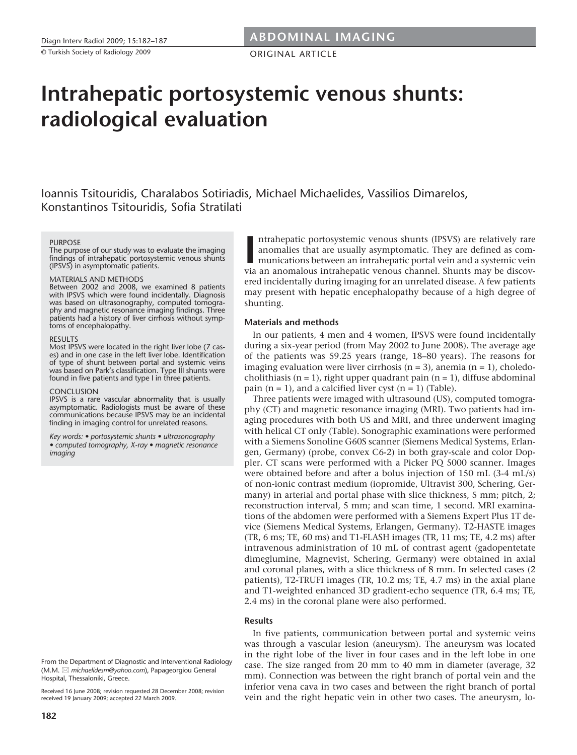ABDOMINAL IMAGING

ORIGINAL ARTICLE

# Intrahepatic portosystemic venous shunts: radiological evaluation

Ioannis Tsitouridis, Charalabos Sotiriadis, Michael Michaelides, Vassilios Dimarelos, Konstantinos Tsitouridis, Sofia Stratilati

PURPOSE
The purpose of our study was to evaluate the imaging findings of intrahepatic portosystemic venous shunts (IPSVS) in asymptomatic patients.

MATERIALS AND METHODS
Between 2002 and 2008, we examined 8 patients with IPSVS which were found incidentally. Diagnosis was based on ultrasonography, computed tomography and magnetic resonance imaging findings. Three patients had a history of liver cirrhosis without symptoms of encephalopathy.

RESULTS
Most IPSVS were located in the right liver lobe (7 cases) and in one case in the left liver lobe. Identification of type of shunt between portal and systemic veins was based on Park's classification. Type III shunts were found in five patients and type I in three patients.

CONCLUSION
IPSVS is a rare vascular abnormality that is usually asymptomatic. Radiologists must be aware of these communications because IPSVS may be an incidental finding in imaging control for unrelated reasons.

*Key words:* • *portosystemic shunts* • *ultrasonography* • *computed tomography, X-ray* • *magnetic resonance imaging*

From the Department of Diagnostic and Interventional Radiology (M.M. ✉ *michaelidesm@yahoo.com*), Papageorgiou General Hospital, Thessaloniki, Greece.

Received 16 June 2008; revision requested 28 December 2008; revision received 19 January 2009; accepted 22 March 2009.

Intrahepatic portosystemic venous shunts (IPSVS) are relatively rare anomalies that are usually asymptomatic. They are defined as communications between an intrahepatic portal vein and a systemic vein via an anomalous intrahepatic venous channel. Shunts may be discovered incidentally during imaging for an unrelated disease. A few patients may present with hepatic encephalopathy because of a high degree of shunting.

### Materials and methods

In our patients, 4 men and 4 women, IPSVS were found incidentally during a six-year period (from May 2002 to June 2008). The average age of the patients was 59.25 years (range, 18–80 years). The reasons for imaging evaluation were liver cirrhosis (n = 3), anemia (n = 1), choledocholithiasis (n = 1), right upper quadrant pain (n = 1), diffuse abdominal pain (n = 1), and a calcified liver cyst (n = 1) (Table).

Three patients were imaged with ultrasound (US), computed tomography (CT) and magnetic resonance imaging (MRI). Two patients had imaging procedures with both US and MRI, and three underwent imaging with helical CT only (Table). Sonographic examinations were performed with a Siemens Sonoline G60S scanner (Siemens Medical Systems, Erlangen, Germany) (probe, convex C6-2) in both gray-scale and color Doppler. CT scans were performed with a Picker PQ 5000 scanner. Images were obtained before and after a bolus injection of 150 mL (3-4 mL/s) of non-ionic contrast medium (iopromide, Ultravist 300, Schering, Germany) in arterial and portal phase with slice thickness, 5 mm; pitch, 2; reconstruction interval, 5 mm; and scan time, 1 second. MRI examinations of the abdomen were performed with a Siemens Expert Plus 1T device (Siemens Medical Systems, Erlangen, Germany). T2-HASTE images (TR, 6 ms; TE, 60 ms) and T1-FLASH images (TR, 11 ms; TE, 4.2 ms) after intravenous administration of 10 mL of contrast agent (gadopentetate dimeglumine, Magnevist, Schering, Germany) were obtained in axial and coronal planes, with a slice thickness of 8 mm. In selected cases (2 patients), T2-TRUFI images (TR, 10.2 ms; TE, 4.7 ms) in the axial plane and T1-weighted enhanced 3D gradient-echo sequence (TR, 6.4 ms; TE, 2.4 ms) in the coronal plane were also performed.

### Results

In five patients, communication between portal and systemic veins was through a vascular lesion (aneurysm). The aneurysm was located in the right lobe of the liver in four cases and in the left lobe in one case. The size ranged from 20 mm to 40 mm in diameter (average, 32 mm). Connection was between the right branch of portal vein and the inferior vena cava in two cases and between the right branch of portal vein and the right hepatic vein in other two cases. The aneurysm, lo-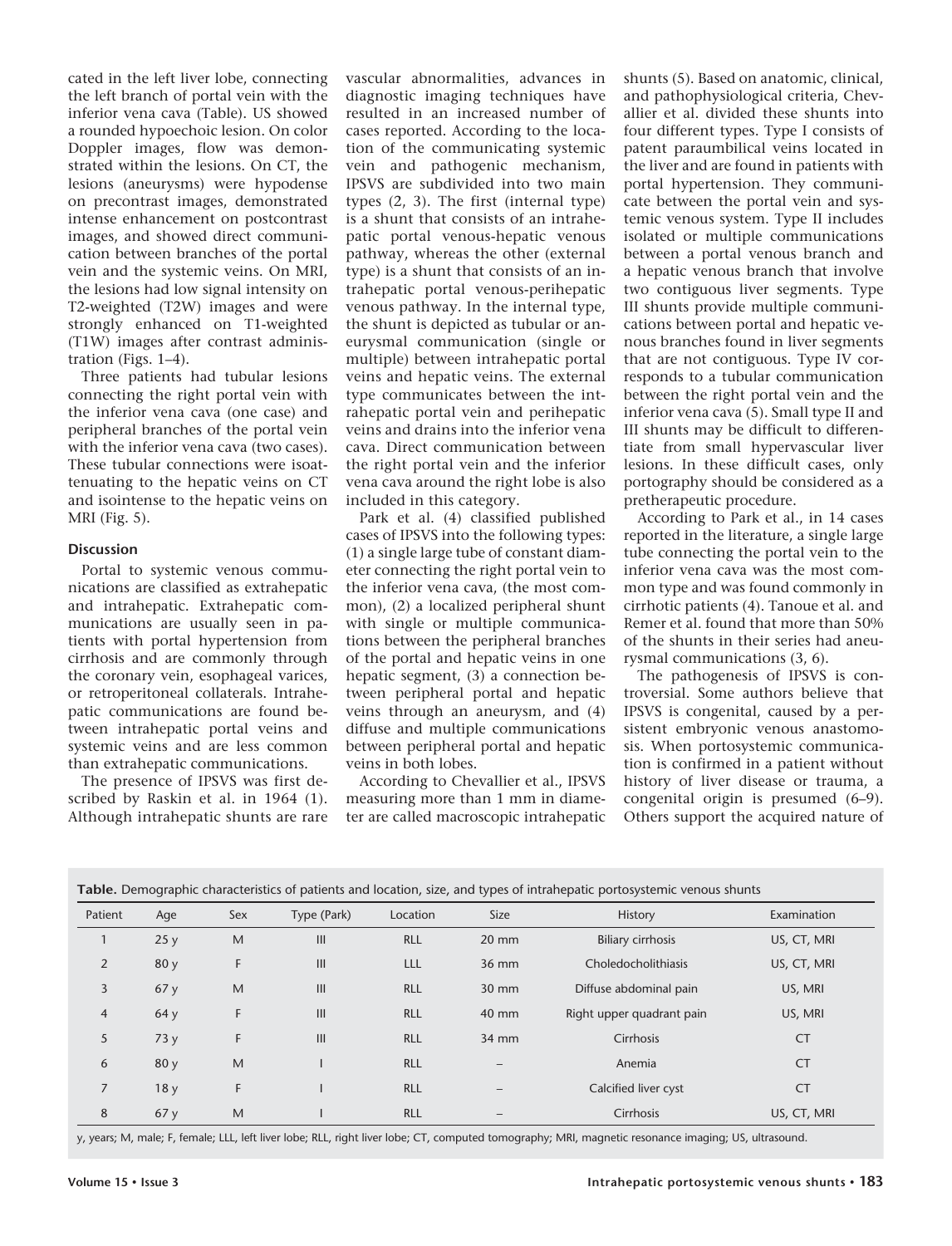cated in the left liver lobe, connecting the left branch of portal vein with the inferior vena cava (Table). US showed a rounded hypoechoic lesion. On color Doppler images, flow was demonstrated within the lesions. On CT, the lesions (aneurysms) were hypodense on precontrast images, demonstrated intense enhancement on postcontrast images, and showed direct communication between branches of the portal vein and the systemic veins. On MRI, the lesions had low signal intensity on T2-weighted (T2W) images and were strongly enhanced on T1-weighted (T1W) images after contrast administration (Figs. 1–4).

Three patients had tubular lesions connecting the right portal vein with the inferior vena cava (one case) and peripheral branches of the portal vein with the inferior vena cava (two cases). These tubular connections were isoattenuating to the hepatic veins on CT and isointense to the hepatic veins on MRI (Fig. 5).

### Discussion

Portal to systemic venous communications are classified as extrahepatic and intrahepatic. Extrahepatic communications are usually seen in patients with portal hypertension from cirrhosis and are commonly through the coronary vein, esophageal varices, or retroperitoneal collaterals. Intrahepatic communications are found between intrahepatic portal veins and systemic veins and are less common than extrahepatic communications.

The presence of IPSVS was first described by Raskin et al. in 1964 (1). Although intrahepatic shunts are rare vascular abnormalities, advances in diagnostic imaging techniques have resulted in an increased number of cases reported. According to the location of the communicating systemic vein and pathogenic mechanism, IPSVS are subdivided into two main types (2, 3). The first (internal type) is a shunt that consists of an intrahepatic portal venous-hepatic venous pathway, whereas the other (external type) is a shunt that consists of an intrahepatic portal venous-perihepatic venous pathway. In the internal type, the shunt is depicted as tubular or aneurysmal communication (single or multiple) between intrahepatic portal veins and hepatic veins. The external type communicates between the intrahepatic portal vein and perihepatic veins and drains into the inferior vena cava. Direct communication between the right portal vein and the inferior vena cava around the right lobe is also included in this category.

Park et al. (4) classified published cases of IPSVS into the following types: (1) a single large tube of constant diameter connecting the right portal vein to the inferior vena cava, (the most common), (2) a localized peripheral shunt with single or multiple communications between the peripheral branches of the portal and hepatic veins in one hepatic segment, (3) a connection between peripheral portal and hepatic veins through an aneurysm, and (4) diffuse and multiple communications between peripheral portal and hepatic veins in both lobes.

According to Chevallier et al., IPSVS measuring more than 1 mm in diameter are called macroscopic intrahepatic shunts (5). Based on anatomic, clinical, and pathophysiological criteria, Chevallier et al. divided these shunts into four different types. Type I consists of patent paraumbilical veins located in the liver and are found in patients with portal hypertension. They communicate between the portal vein and systemic venous system. Type II includes isolated or multiple communications between a portal venous branch and a hepatic venous branch that involve two contiguous liver segments. Type III shunts provide multiple communications between portal and hepatic venous branches found in liver segments that are not contiguous. Type IV corresponds to a tubular communication between the right portal vein and the inferior vena cava (5). Small type II and III shunts may be difficult to differentiate from small hypervascular liver lesions. In these difficult cases, only portography should be considered as a pretherapeutic procedure.

According to Park et al., in 14 cases reported in the literature, a single large tube connecting the portal vein to the inferior vena cava was the most common type and was found commonly in cirrhotic patients (4). Tanoue et al. and Remer et al. found that more than 50% of the shunts in their series had aneurysmal communications (3, 6).

The pathogenesis of IPSVS is controversial. Some authors believe that IPSVS is congenital, caused by a persistent embryonic venous anastomosis. When portosystemic communication is confirmed in a patient without history of liver disease or trauma, a congenital origin is presumed (6–9). Others support the acquired nature of

**Table.** Demographic characteristics of patients and location, size, and types of intrahepatic portosystemic venous shunts

| Patient | Age | Sex | Type (Park) | Location | Size | History | Examination |
|---|---|---|---|---|---|---|---|
| 1 | 25 y | M | III | RLL | 20 mm | Biliary cirrhosis | US, CT, MRI |
| 2 | 80 y | F | III | LLL | 36 mm | Choledocholithiasis | US, CT, MRI |
| 3 | 67 y | M | III | RLL | 30 mm | Diffuse abdominal pain | US, MRI |
| 4 | 64 y | F | III | RLL | 40 mm | Right upper quadrant pain | US, MRI |
| 5 | 73 y | F | III | RLL | 34 mm | Cirrhosis | CT |
| 6 | 80 y | M | I | RLL | – | Anemia | CT |
| 7 | 18 y | F | I | RLL | – | Calcified liver cyst | CT |
| 8 | 67 y | M | I | RLL | – | Cirrhosis | US, CT, MRI |

y, years; M, male; F, female; LLL, left liver lobe; RLL, right liver lobe; CT, computed tomography; MRI, magnetic resonance imaging; US, ultrasound.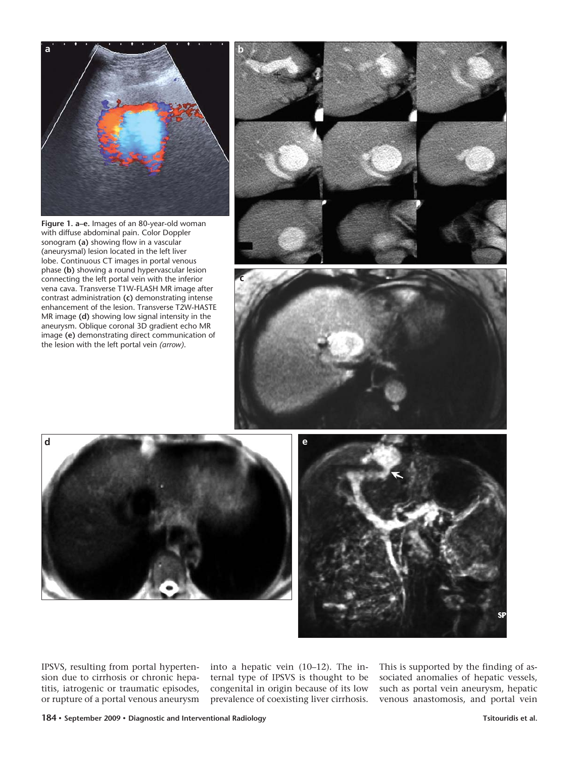**Figure 1. a–e.** Images of an 80-year-old woman with diffuse abdominal pain. Color Doppler sonogram **(a)** showing flow in a vascular (aneurysmal) lesion located in the left liver lobe. Continuous CT images in portal venous phase **(b)** showing a round hypervascular lesion connecting the left portal vein with the inferior vena cava. Transverse T1W-FLASH MR image after contrast administration **(c)** demonstrating intense enhancement of the lesion. Transverse T2W-HASTE MR image **(d)** showing low signal intensity in the aneurysm. Oblique coronal 3D gradient echo MR image **(e)** demonstrating direct communication of the lesion with the left portal vein *(arrow)*.

IPSVS, resulting from portal hypertension due to cirrhosis or chronic hepatitis, iatrogenic or traumatic episodes, or rupture of a portal venous aneurysm into a hepatic vein (10–12). The internal type of IPSVS is thought to be congenital in origin because of its low prevalence of coexisting liver cirrhosis. This is supported by the finding of associated anomalies of hepatic vessels, such as portal vein aneurysm, hepatic venous anastomosis, and portal vein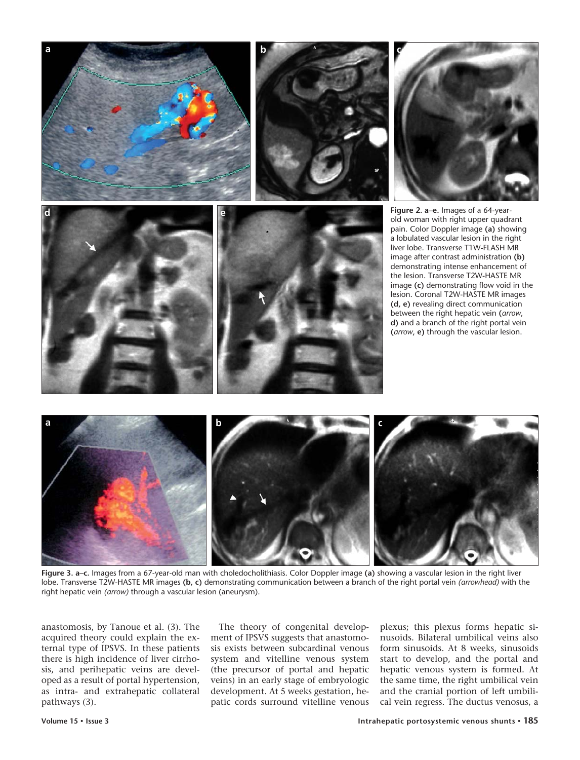Figure 2. a–e. Images of a 64-year-old woman with right upper quadrant pain. Color Doppler image **(a)** showing a lobulated vascular lesion in the right liver lobe. Transverse T1W-FLASH MR image after contrast administration **(b)** demonstrating intense enhancement of the lesion. Transverse T2W-HASTE MR image **(c)** demonstrating flow void in the lesion. Coronal T2W-HASTE MR images **(d, e)** revealing direct communication between the right hepatic vein (*arrow*, **d**) and a branch of the right portal vein (*arrow*, **e**) through the vascular lesion.

**Figure 3. a–c.** Images from a 67-year-old man with choledocholithiasis. Color Doppler image **(a)** showing a vascular lesion in the right liver lobe. Transverse T2W-HASTE MR images **(b, c)** demonstrating communication between a branch of the right portal vein *(arrowhead)* with the right hepatic vein *(arrow)* through a vascular lesion (aneurysm).

anastomosis, by Tanoue et al. (3). The acquired theory could explain the external type of IPSVS. In these patients there is high incidence of liver cirrhosis, and perihepatic veins are developed as a result of portal hypertension, as intra- and extrahepatic collateral pathways (3).

The theory of congenital development of IPSVS suggests that anastomosis exists between subcardinal venous system and vitelline venous system (the precursor of portal and hepatic veins) in an early stage of embryologic development. At 5 weeks gestation, hepatic cords surround vitelline venous plexus; this plexus forms hepatic sinusoids. Bilateral umbilical veins also form sinusoids. At 8 weeks, sinusoids start to develop, and the portal and hepatic venous system is formed. At the same time, the right umbilical vein and the cranial portion of left umbilical vein regress. The ductus venosus, a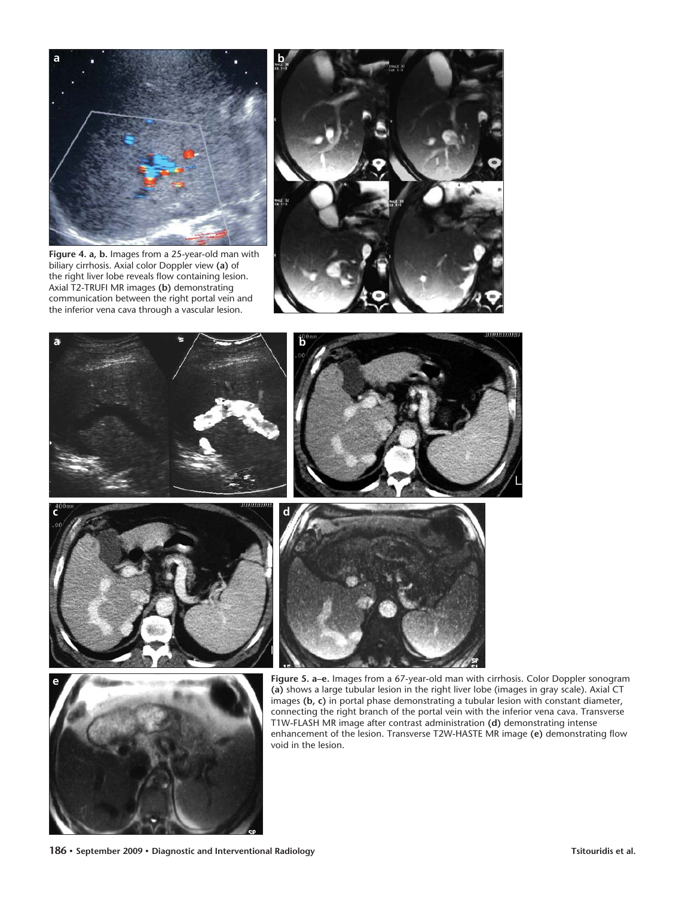**Figure 4. a, b.** Images from a 25-year-old man with biliary cirrhosis. Axial color Doppler view **(a)** of the right liver lobe reveals flow containing lesion. Axial T2-TRUFI MR images **(b)** demonstrating communication between the right portal vein and the inferior vena cava through a vascular lesion.

**Figure 5. a–e.** Images from a 67-year-old man with cirrhosis. Color Doppler sonogram **(a)** shows a large tubular lesion in the right liver lobe (images in gray scale). Axial CT images **(b, c)** in portal phase demonstrating a tubular lesion with constant diameter, connecting the right branch of the portal vein with the inferior vena cava. Transverse T1W-FLASH MR image after contrast administration **(d)** demonstrating intense enhancement of the lesion. Transverse T2W-HASTE MR image **(e)** demonstrating flow void in the lesion.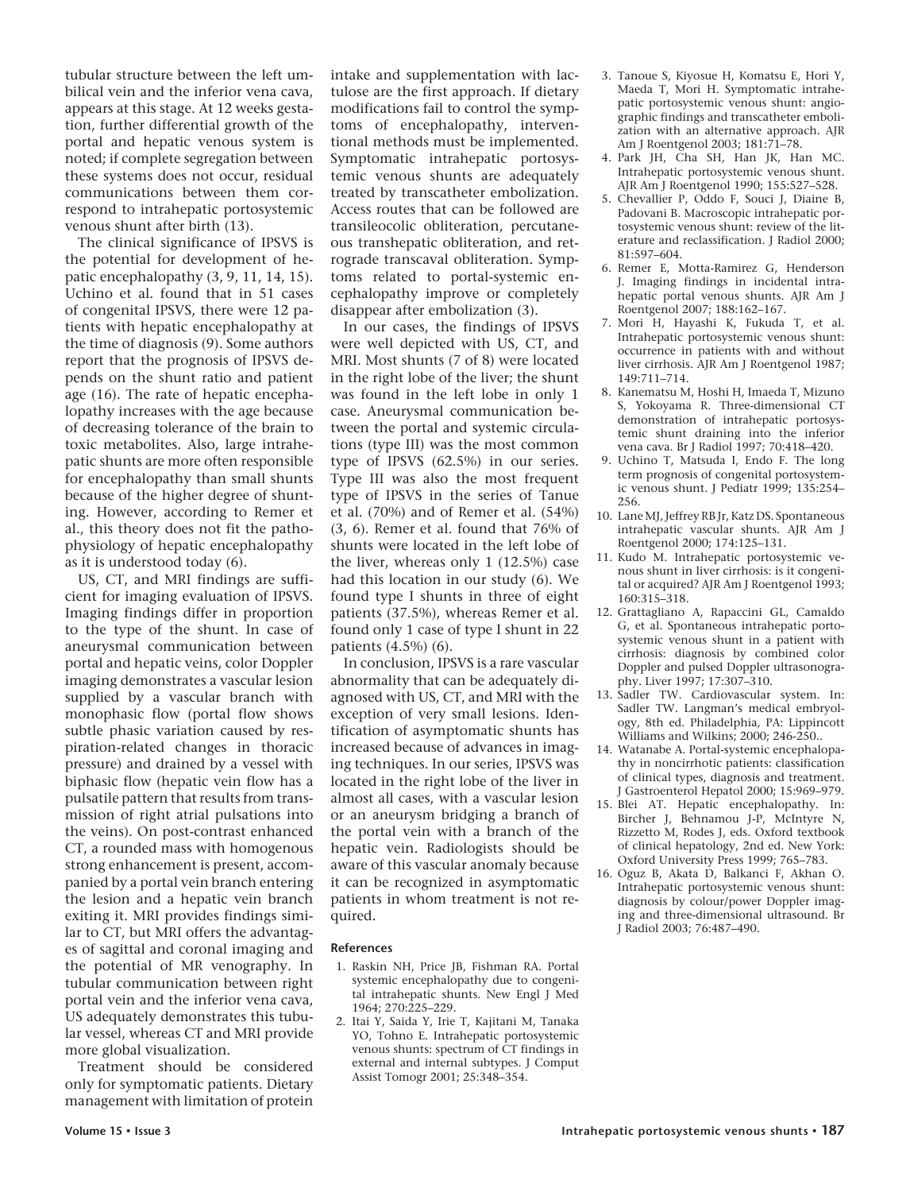tubular structure between the left umbilical vein and the inferior vena cava, appears at this stage. At 12 weeks gestation, further differential growth of the portal and hepatic venous system is noted; if complete segregation between these systems does not occur, residual communications between them correspond to intrahepatic portosystemic venous shunt after birth (13).

The clinical significance of IPSVS is the potential for development of hepatic encephalopathy (3, 9, 11, 14, 15). Uchino et al. found that in 51 cases of congenital IPSVS, there were 12 patients with hepatic encephalopathy at the time of diagnosis (9). Some authors report that the prognosis of IPSVS depends on the shunt ratio and patient age (16). The rate of hepatic encephalopathy increases with the age because of decreasing tolerance of the brain to toxic metabolites. Also, large intrahepatic shunts are more often responsible for encephalopathy than small shunts because of the higher degree of shunting. However, according to Remer et al., this theory does not fit the pathophysiology of hepatic encephalopathy as it is understood today (6).

US, CT, and MRI findings are sufficient for imaging evaluation of IPSVS. Imaging findings differ in proportion to the type of the shunt. In case of aneurysmal communication between portal and hepatic veins, color Doppler imaging demonstrates a vascular lesion supplied by a vascular branch with monophasic flow (portal flow shows subtle phasic variation caused by respiration-related changes in thoracic pressure) and drained by a vessel with biphasic flow (hepatic vein flow has a pulsatile pattern that results from transmission of right atrial pulsations into the veins). On post-contrast enhanced CT, a rounded mass with homogenous strong enhancement is present, accompanied by a portal vein branch entering the lesion and a hepatic vein branch exiting it. MRI provides findings similar to CT, but MRI offers the advantages of sagittal and coronal imaging and the potential of MR venography. In tubular communication between right portal vein and the inferior vena cava, US adequately demonstrates this tubular vessel, whereas CT and MRI provide more global visualization.

Treatment should be considered only for symptomatic patients. Dietary management with limitation of protein intake and supplementation with lactulose are the first approach. If dietary modifications fail to control the symptoms of encephalopathy, interventional methods must be implemented. Symptomatic intrahepatic portosystemic venous shunts are adequately treated by transcatheter embolization. Access routes that can be followed are transileocolic obliteration, percutaneous transhepatic obliteration, and retrograde transcaval obliteration. Symptoms related to portal-systemic encephalopathy improve or completely disappear after embolization (3).

In our cases, the findings of IPSVS were well depicted with US, CT, and MRI. Most shunts (7 of 8) were located in the right lobe of the liver; the shunt was found in the left lobe in only 1 case. Aneurysmal communication between the portal and systemic circulations (type III) was the most common type of IPSVS (62.5%) in our series. Type III was also the most frequent type of IPSVS in the series of Tanue et al. (70%) and of Remer et al. (54%) (3, 6). Remer et al. found that 76% of shunts were located in the left lobe of the liver, whereas only 1 (12.5%) case had this location in our study (6). We found type I shunts in three of eight patients (37.5%), whereas Remer et al. found only 1 case of type I shunt in 22 patients (4.5%) (6).

In conclusion, IPSVS is a rare vascular abnormality that can be adequately diagnosed with US, CT, and MRI with the exception of very small lesions. Identification of asymptomatic shunts has increased because of advances in imaging techniques. In our series, IPSVS was located in the right lobe of the liver in almost all cases, with a vascular lesion or an aneurysm bridging a branch of the portal vein with a branch of the hepatic vein. Radiologists should be aware of this vascular anomaly because it can be recognized in asymptomatic patients in whom treatment is not required.

#### References

1. Raskin NH, Price JB, Fishman RA. Portal systemic encephalopathy due to congenital intrahepatic shunts. New Engl J Med 1964; 270:225–229.
2. Itai Y, Saida Y, Irie T, Kajitani M, Tanaka YO, Tohno E. Intrahepatic portosystemic venous shunts: spectrum of CT findings in external and internal subtypes. J Comput Assist Tomogr 2001; 25:348–354.
3. Tanoue S, Kiyosue H, Komatsu E, Hori Y, Maeda T, Mori H. Symptomatic intrahepatic portosystemic venous shunt: angiographic findings and transcatheter embolization with an alternative approach. AJR Am J Roentgenol 2003; 181:71–78.
4. Park JH, Cha SH, Han JK, Han MC. Intrahepatic portosystemic venous shunt. AJR Am J Roentgenol 1990; 155:527–528.
5. Chevallier P, Oddo F, Souci J, Diaine B, Padovani B. Macroscopic intrahepatic portosystemic venous shunt: review of the literature and reclassification. J Radiol 2000; 81:597–604.
6. Remer E, Motta-Ramirez G, Henderson J. Imaging findings in incidental intrahepatic portal venous shunts. AJR Am J Roentgenol 2007; 188:162–167.
7. Mori H, Hayashi K, Fukuda T, et al. Intrahepatic portosystemic venous shunt: occurrence in patients with and without liver cirrhosis. AJR Am J Roentgenol 1987; 149:711–714.
8. Kanematsu M, Hoshi H, Imaeda T, Mizuno S, Yokoyama R. Three-dimensional CT demonstration of intrahepatic portosystemic shunt draining into the inferior vena cava. Br J Radiol 1997; 70:418–420.
9. Uchino T, Matsuda I, Endo F. The long term prognosis of congenital portosystemic venous shunt. J Pediatr 1999; 135:254–256.
10. Lane MJ, Jeffrey RB Jr, Katz DS. Spontaneous intrahepatic vascular shunts. AJR Am J Roentgenol 2000; 174:125–131.
11. Kudo M. Intrahepatic portosystemic venous shunt in liver cirrhosis: is it congenital or acquired? AJR Am J Roentgenol 1993; 160:315–318.
12. Grattagliano A, Rapaccini GL, Camaldo G, et al. Spontaneous intrahepatic portosystemic venous shunt in a patient with cirrhosis: diagnosis by combined color Doppler and pulsed Doppler ultrasonography. Liver 1997; 17:307–310.
13. Sadler TW. Cardiovascular system. In: Sadler TW. Langman's medical embryology, 8th ed. Philadelphia, PA: Lippincott Williams and Wilkins; 2000; 246-250..
14. Watanabe A. Portal-systemic encephalopathy in noncirrhotic patients: classification of clinical types, diagnosis and treatment. J Gastroenterol Hepatol 2000; 15:969–979.
15. Blei AT. Hepatic encephalopathy. In: Bircher J, Behnamou J-P, McIntyre N, Rizzetto M, Rodes J, eds. Oxford textbook of clinical hepatology, 2nd ed. New York: Oxford University Press 1999; 765–783.
16. Oguz B, Akata D, Balkanci F, Akhan O. Intrahepatic portosystemic venous shunt: diagnosis by colour/power Doppler imaging and three-dimensional ultrasound. Br J Radiol 2003; 76:487–490.